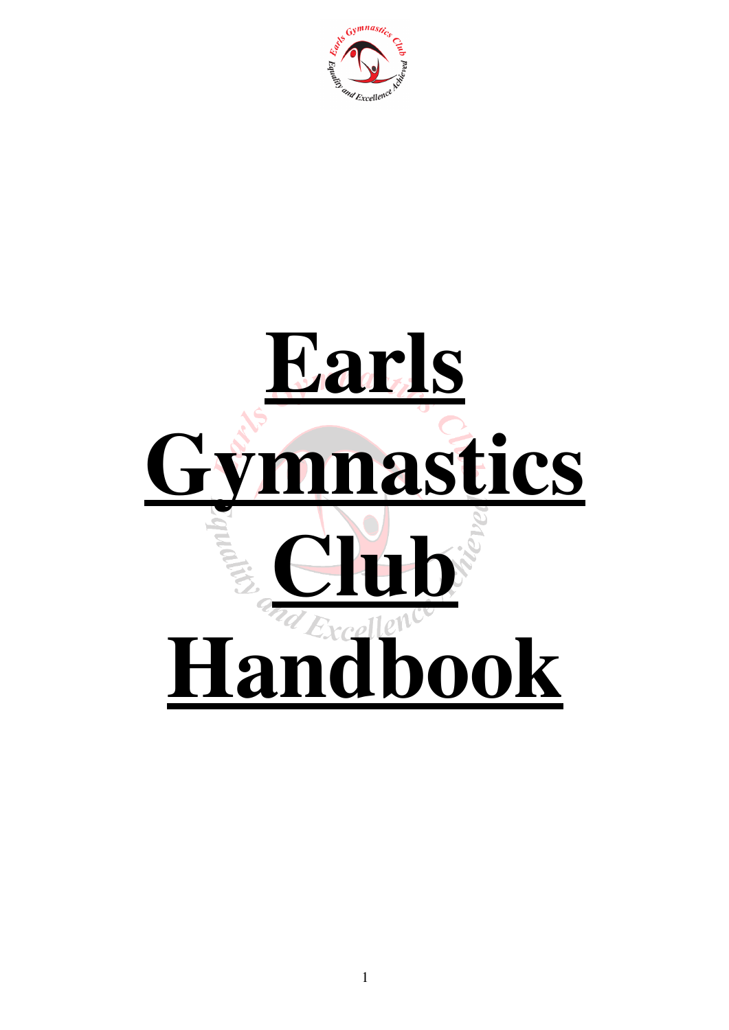# Earls Gymnastics Club Handbook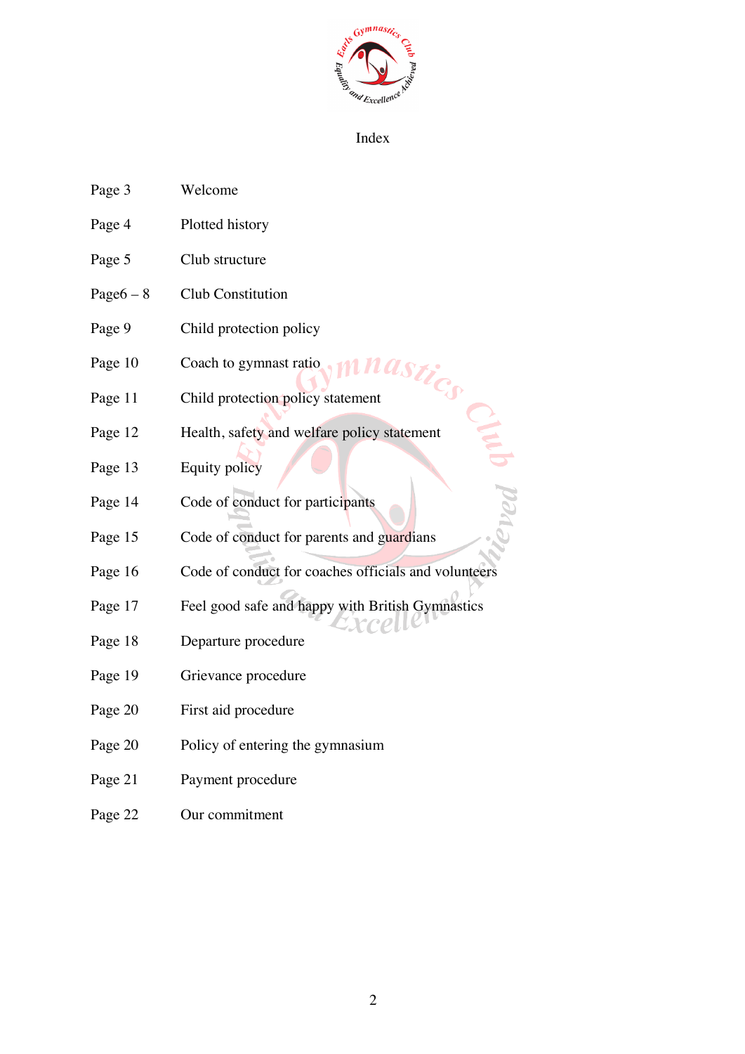# Index

| | |
|---|---|
| Page 3 | Welcome |
| Page 4 | Plotted history |
| Page 5 | Club structure |
| Page6 – 8 | Club Constitution |
| Page 9 | Child protection policy |
| Page 10 | Coach to gymnast ratio |
| Page 11 | Child protection policy statement |
| Page 12 | Health, safety and welfare policy statement |
| Page 13 | Equity policy |
| Page 14 | Code of conduct for participants |
| Page 15 | Code of conduct for parents and guardians |
| Page 16 | Code of conduct for coaches officials and volunteers |
| Page 17 | Feel good safe and happy with British Gymnastics |
| Page 18 | Departure procedure |
| Page 19 | Grievance procedure |
| Page 20 | First aid procedure |
| Page 20 | Policy of entering the gymnasium |
| Page 21 | Payment procedure |
| Page 22 | Our commitment |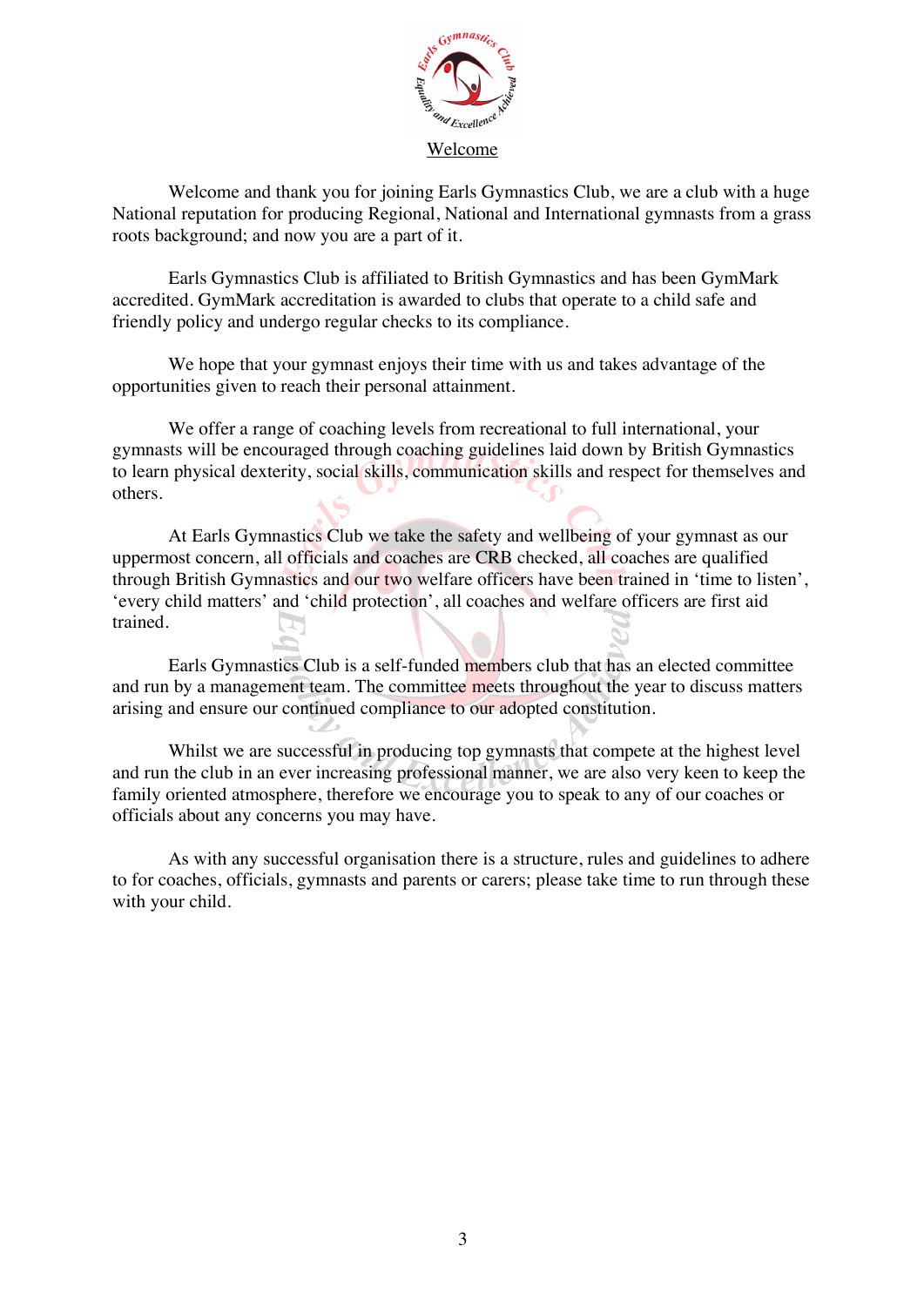# Welcome

Welcome and thank you for joining Earls Gymnastics Club, we are a club with a huge National reputation for producing Regional, National and International gymnasts from a grass roots background; and now you are a part of it.

Earls Gymnastics Club is affiliated to British Gymnastics and has been GymMark accredited. GymMark accreditation is awarded to clubs that operate to a child safe and friendly policy and undergo regular checks to its compliance.

We hope that your gymnast enjoys their time with us and takes advantage of the opportunities given to reach their personal attainment.

We offer a range of coaching levels from recreational to full international, your gymnasts will be encouraged through coaching guidelines laid down by British Gymnastics to learn physical dexterity, social skills, communication skills and respect for themselves and others.

At Earls Gymnastics Club we take the safety and wellbeing of your gymnast as our uppermost concern, all officials and coaches are CRB checked, all coaches are qualified through British Gymnastics and our two welfare officers have been trained in 'time to listen', 'every child matters' and 'child protection', all coaches and welfare officers are first aid trained.

Earls Gymnastics Club is a self-funded members club that has an elected committee and run by a management team. The committee meets throughout the year to discuss matters arising and ensure our continued compliance to our adopted constitution.

Whilst we are successful in producing top gymnasts that compete at the highest level and run the club in an ever increasing professional manner, we are also very keen to keep the family oriented atmosphere, therefore we encourage you to speak to any of our coaches or officials about any concerns you may have.

As with any successful organisation there is a structure, rules and guidelines to adhere to for coaches, officials, gymnasts and parents or carers; please take time to run through these with your child.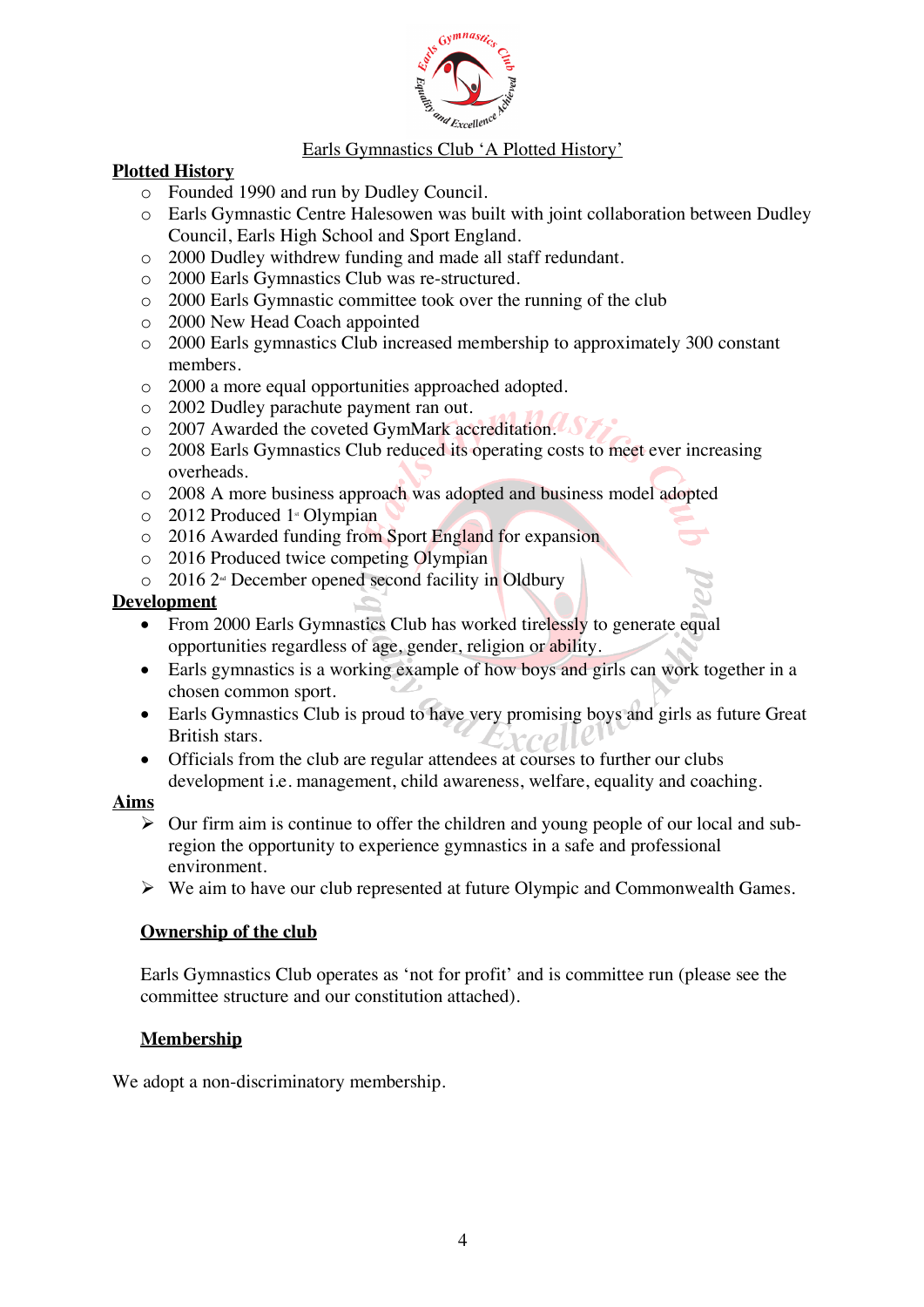## Earls Gymnastics Club 'A Plotted History'

**Plotted History**

- Founded 1990 and run by Dudley Council.
- Earls Gymnastic Centre Halesowen was built with joint collaboration between Dudley Council, Earls High School and Sport England.
- 2000 Dudley withdrew funding and made all staff redundant.
- 2000 Earls Gymnastics Club was re-structured.
- 2000 Earls Gymnastic committee took over the running of the club
- 2000 New Head Coach appointed
- 2000 Earls gymnastics Club increased membership to approximately 300 constant members.
- 2000 a more equal opportunities approached adopted.
- 2002 Dudley parachute payment ran out.
- 2007 Awarded the coveted GymMark accreditation.
- 2008 Earls Gymnastics Club reduced its operating costs to meet ever increasing overheads.
- 2008 A more business approach was adopted and business model adopted
- 2012 Produced 1st Olympian
- 2016 Awarded funding from Sport England for expansion
- 2016 Produced twice competing Olympian
- 2016 2nd December opened second facility in Oldbury

**Development**

- From 2000 Earls Gymnastics Club has worked tirelessly to generate equal opportunities regardless of age, gender, religion or ability.
- Earls gymnastics is a working example of how boys and girls can work together in a chosen common sport.
- Earls Gymnastics Club is proud to have very promising boys and girls as future Great British stars.
- Officials from the club are regular attendees at courses to further our clubs development i.e. management, child awareness, welfare, equality and coaching.

**Aims**

- Our firm aim is continue to offer the children and young people of our local and sub-region the opportunity to experience gymnastics in a safe and professional environment.
- We aim to have our club represented at future Olympic and Commonwealth Games.

**Ownership of the club**

Earls Gymnastics Club operates as 'not for profit' and is committee run (please see the committee structure and our constitution attached).

**Membership**

We adopt a non-discriminatory membership.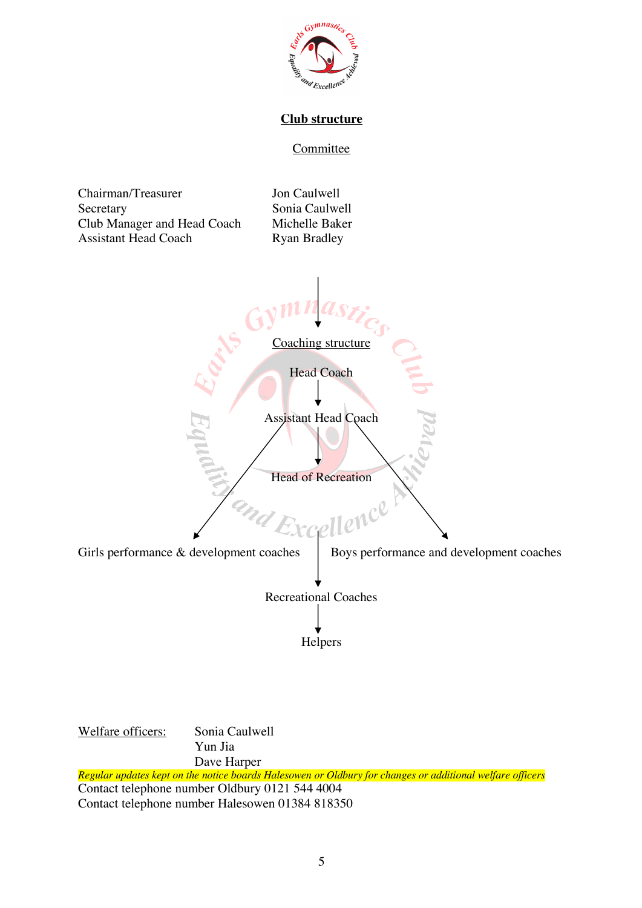## Club structure

### Committee

| | |
|---|---|
| Chairman/Treasurer | Jon Caulwell |
| Secretary | Sonia Caulwell |
| Club Manager and Head Coach | Michelle Baker |
| Assistant Head Coach | Ryan Bradley |

### Coaching structure

Head Coach

↓

Assistant Head Coach

↓

Head of Recreation

Girls performance & development coaches | Boys performance and development coaches

↓

Recreational Coaches

↓

Helpers

Welfare officers:
- Sonia Caulwell
- Yun Jia
- Dave Harper

*Regular updates kept on the notice boards Halesowen or Oldbury for changes or additional welfare officers*

Contact telephone number Oldbury 0121 544 4004

Contact telephone number Halesowen 01384 818350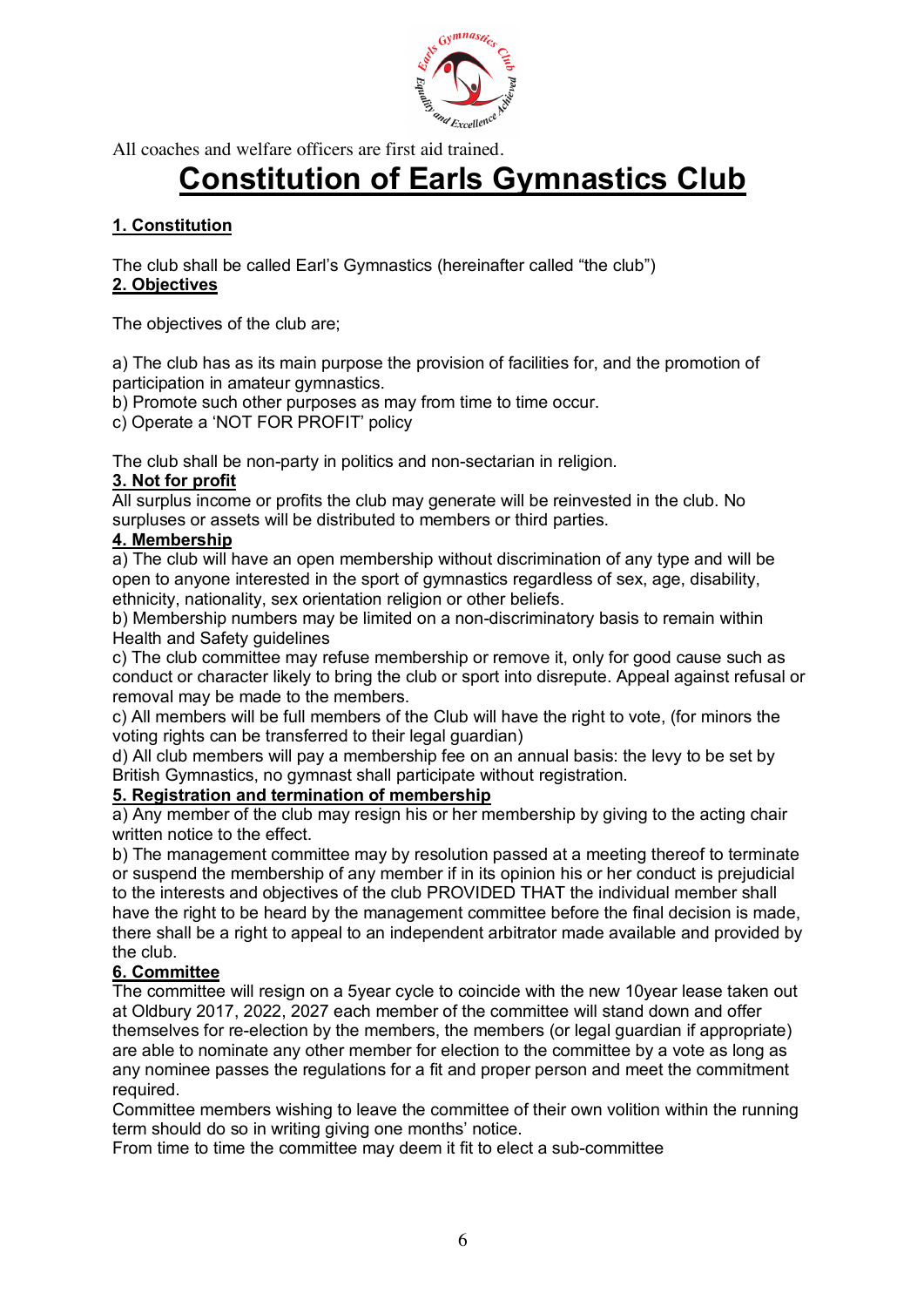All coaches and welfare officers are first aid trained.

# Constitution of Earls Gymnastics Club

## 1. Constitution

The club shall be called Earl's Gymnastics (hereinafter called "the club")

## 2. Objectives

The objectives of the club are;

a) The club has as its main purpose the provision of facilities for, and the promotion of participation in amateur gymnastics.
b) Promote such other purposes as may from time to time occur.
c) Operate a 'NOT FOR PROFIT' policy

The club shall be non-party in politics and non-sectarian in religion.

## 3. Not for profit

All surplus income or profits the club may generate will be reinvested in the club. No surpluses or assets will be distributed to members or third parties.

## 4. Membership

a) The club will have an open membership without discrimination of any type and will be open to anyone interested in the sport of gymnastics regardless of sex, age, disability, ethnicity, nationality, sex orientation religion or other beliefs.
b) Membership numbers may be limited on a non-discriminatory basis to remain within Health and Safety guidelines
c) The club committee may refuse membership or remove it, only for good cause such as conduct or character likely to bring the club or sport into disrepute. Appeal against refusal or removal may be made to the members.
c) All members will be full members of the Club will have the right to vote, (for minors the voting rights can be transferred to their legal guardian)
d) All club members will pay a membership fee on an annual basis: the levy to be set by British Gymnastics, no gymnast shall participate without registration.

## 5. Registration and termination of membership

a) Any member of the club may resign his or her membership by giving to the acting chair written notice to the effect.
b) The management committee may by resolution passed at a meeting thereof to terminate or suspend the membership of any member if in its opinion his or her conduct is prejudicial to the interests and objectives of the club PROVIDED THAT the individual member shall have the right to be heard by the management committee before the final decision is made, there shall be a right to appeal to an independent arbitrator made available and provided by the club.

## 6. Committee

The committee will resign on a 5year cycle to coincide with the new 10year lease taken out at Oldbury 2017, 2022, 2027 each member of the committee will stand down and offer themselves for re-election by the members, the members (or legal guardian if appropriate) are able to nominate any other member for election to the committee by a vote as long as any nominee passes the regulations for a fit and proper person and meet the commitment required.
Committee members wishing to leave the committee of their own volition within the running term should do so in writing giving one months' notice.
From time to time the committee may deem it fit to elect a sub-committee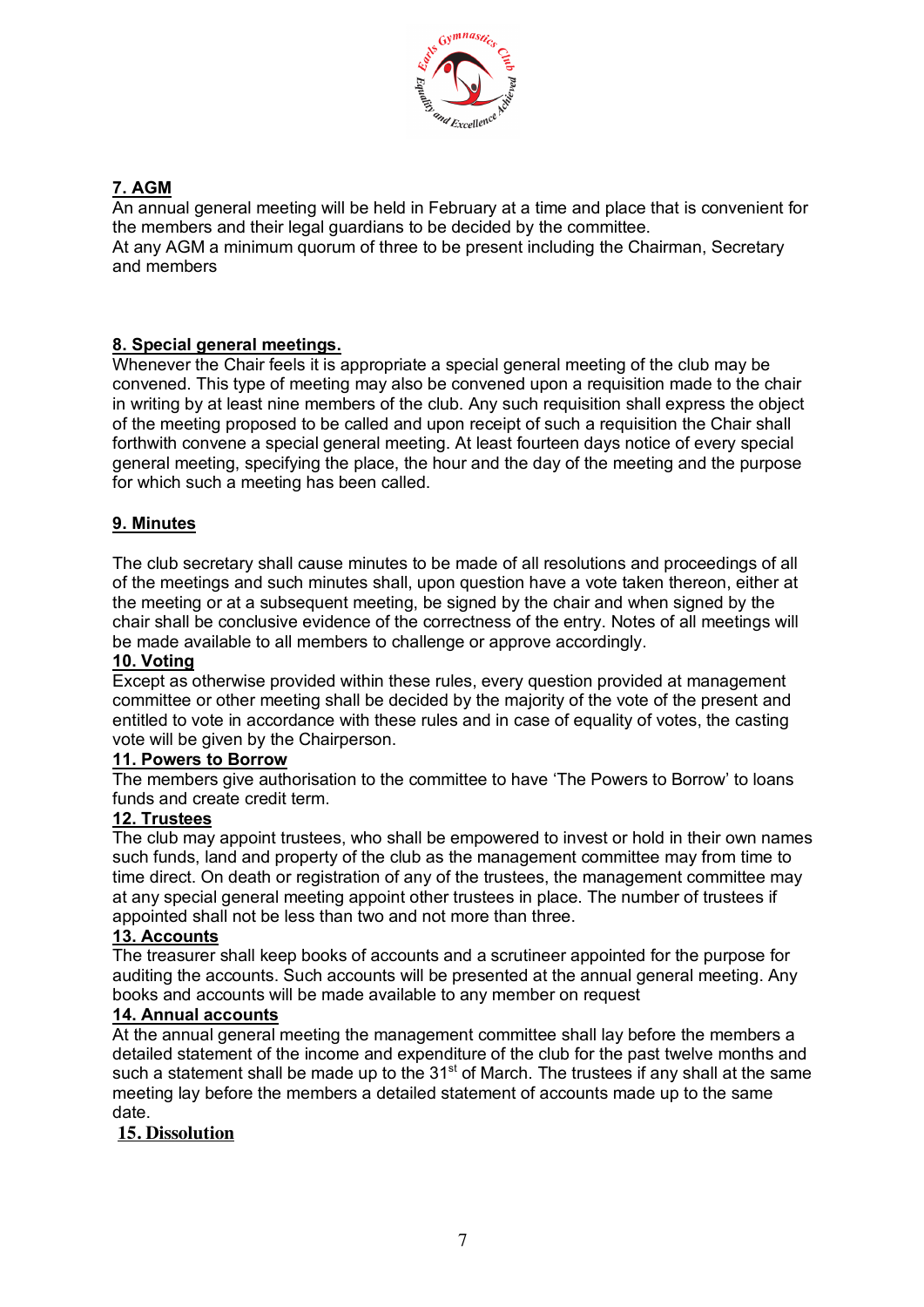## 7. AGM

An annual general meeting will be held in February at a time and place that is convenient for the members and their legal guardians to be decided by the committee.
At any AGM a minimum quorum of three to be present including the Chairman, Secretary and members

## 8. Special general meetings.

Whenever the Chair feels it is appropriate a special general meeting of the club may be convened. This type of meeting may also be convened upon a requisition made to the chair in writing by at least nine members of the club. Any such requisition shall express the object of the meeting proposed to be called and upon receipt of such a requisition the Chair shall forthwith convene a special general meeting. At least fourteen days notice of every special general meeting, specifying the place, the hour and the day of the meeting and the purpose for which such a meeting has been called.

## 9. Minutes

The club secretary shall cause minutes to be made of all resolutions and proceedings of all of the meetings and such minutes shall, upon question have a vote taken thereon, either at the meeting or at a subsequent meeting, be signed by the chair and when signed by the chair shall be conclusive evidence of the correctness of the entry. Notes of all meetings will be made available to all members to challenge or approve accordingly.

## 10. Voting

Except as otherwise provided within these rules, every question provided at management committee or other meeting shall be decided by the majority of the vote of the present and entitled to vote in accordance with these rules and in case of equality of votes, the casting vote will be given by the Chairperson.

## 11. Powers to Borrow

The members give authorisation to the committee to have 'The Powers to Borrow' to loans funds and create credit term.

## 12. Trustees

The club may appoint trustees, who shall be empowered to invest or hold in their own names such funds, land and property of the club as the management committee may from time to time direct. On death or registration of any of the trustees, the management committee may at any special general meeting appoint other trustees in place. The number of trustees if appointed shall not be less than two and not more than three.

## 13. Accounts

The treasurer shall keep books of accounts and a scrutineer appointed for the purpose for auditing the accounts. Such accounts will be presented at the annual general meeting. Any books and accounts will be made available to any member on request

## 14. Annual accounts

At the annual general meeting the management committee shall lay before the members a detailed statement of the income and expenditure of the club for the past twelve months and such a statement shall be made up to the 31st of March. The trustees if any shall at the same meeting lay before the members a detailed statement of accounts made up to the same date.

## 15. Dissolution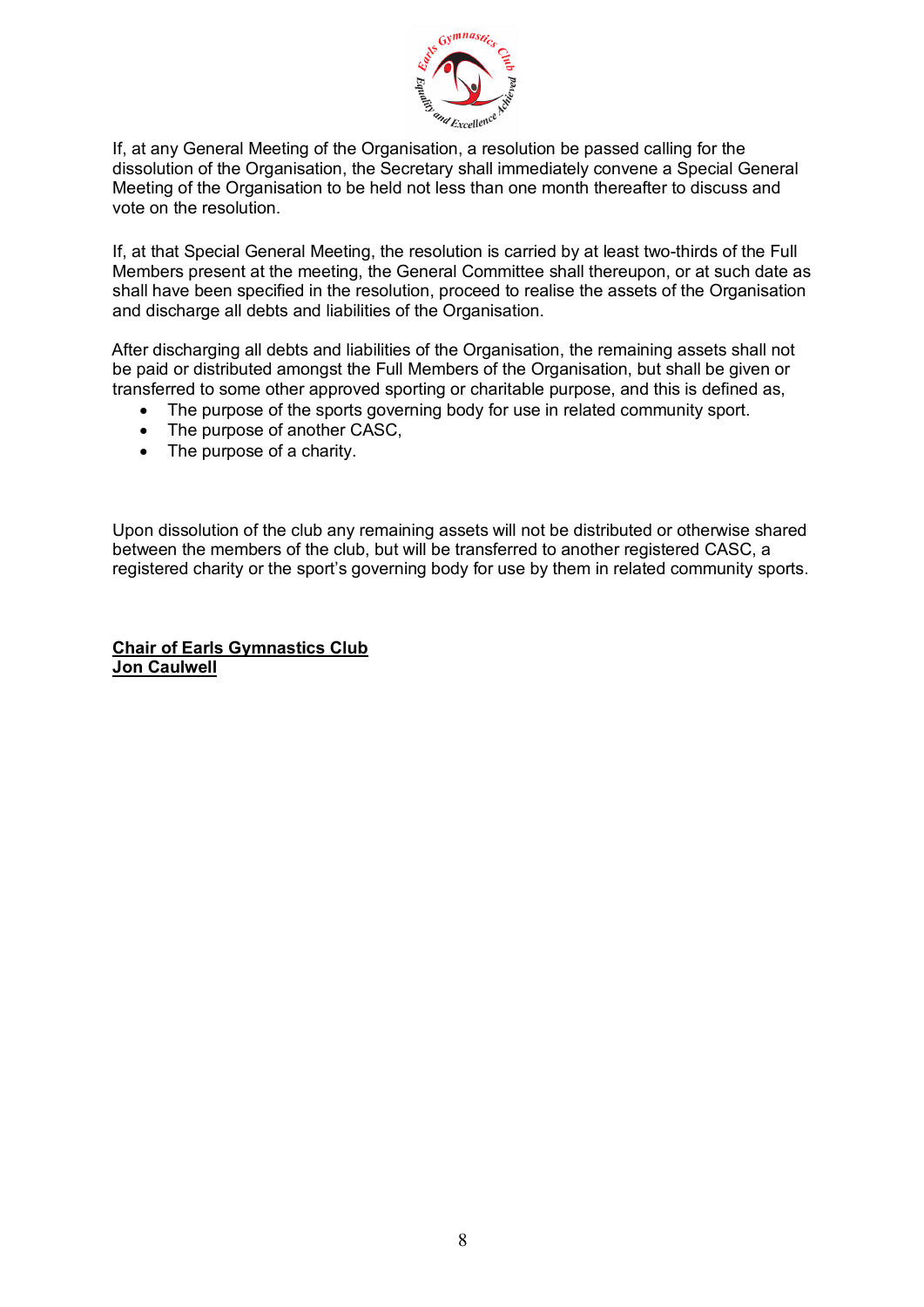If, at any General Meeting of the Organisation, a resolution be passed calling for the dissolution of the Organisation, the Secretary shall immediately convene a Special General Meeting of the Organisation to be held not less than one month thereafter to discuss and vote on the resolution.

If, at that Special General Meeting, the resolution is carried by at least two-thirds of the Full Members present at the meeting, the General Committee shall thereupon, or at such date as shall have been specified in the resolution, proceed to realise the assets of the Organisation and discharge all debts and liabilities of the Organisation.

After discharging all debts and liabilities of the Organisation, the remaining assets shall not be paid or distributed amongst the Full Members of the Organisation, but shall be given or transferred to some other approved sporting or charitable purpose, and this is defined as,

- The purpose of the sports governing body for use in related community sport.
- The purpose of another CASC,
- The purpose of a charity.

Upon dissolution of the club any remaining assets will not be distributed or otherwise shared between the members of the club, but will be transferred to another registered CASC, a registered charity or the sport's governing body for use by them in related community sports.

**Chair of Earls Gymnastics Club**
**Jon Caulwell**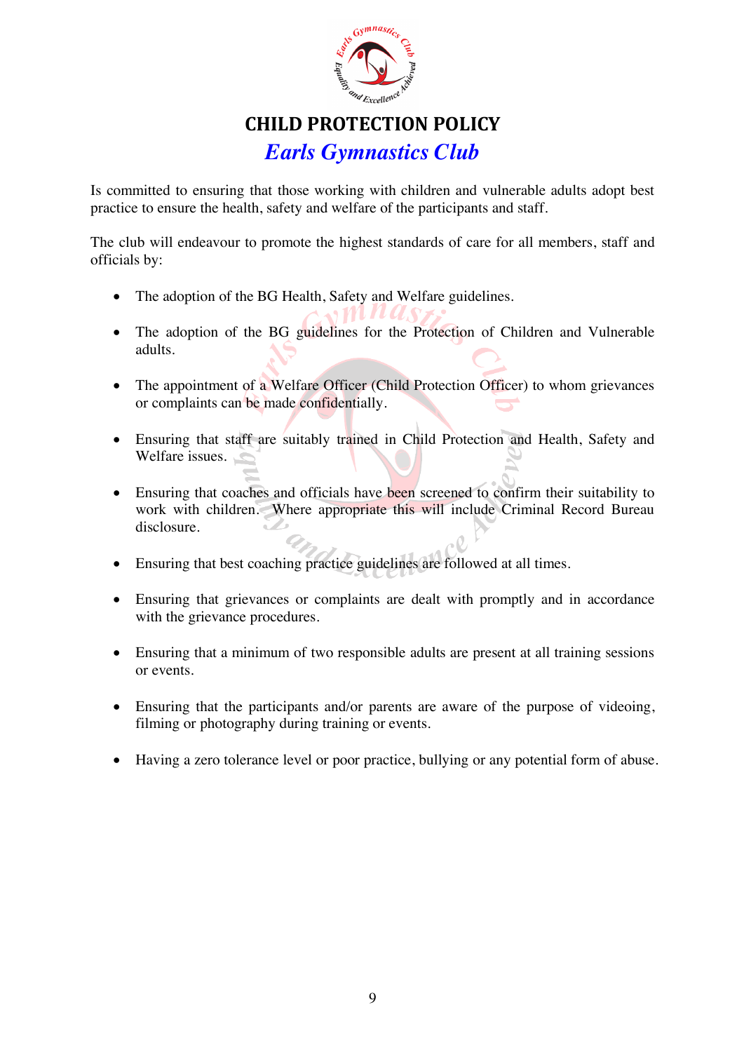# CHILD PROTECTION POLICY

## *Earls Gymnastics Club*

Is committed to ensuring that those working with children and vulnerable adults adopt best practice to ensure the health, safety and welfare of the participants and staff.

The club will endeavour to promote the highest standards of care for all members, staff and officials by:

- The adoption of the BG Health, Safety and Welfare guidelines.
- The adoption of the BG guidelines for the Protection of Children and Vulnerable adults.
- The appointment of a Welfare Officer (Child Protection Officer) to whom grievances or complaints can be made confidentially.
- Ensuring that staff are suitably trained in Child Protection and Health, Safety and Welfare issues.
- Ensuring that coaches and officials have been screened to confirm their suitability to work with children. Where appropriate this will include Criminal Record Bureau disclosure.
- Ensuring that best coaching practice guidelines are followed at all times.
- Ensuring that grievances or complaints are dealt with promptly and in accordance with the grievance procedures.
- Ensuring that a minimum of two responsible adults are present at all training sessions or events.
- Ensuring that the participants and/or parents are aware of the purpose of videoing, filming or photography during training or events.
- Having a zero tolerance level or poor practice, bullying or any potential form of abuse.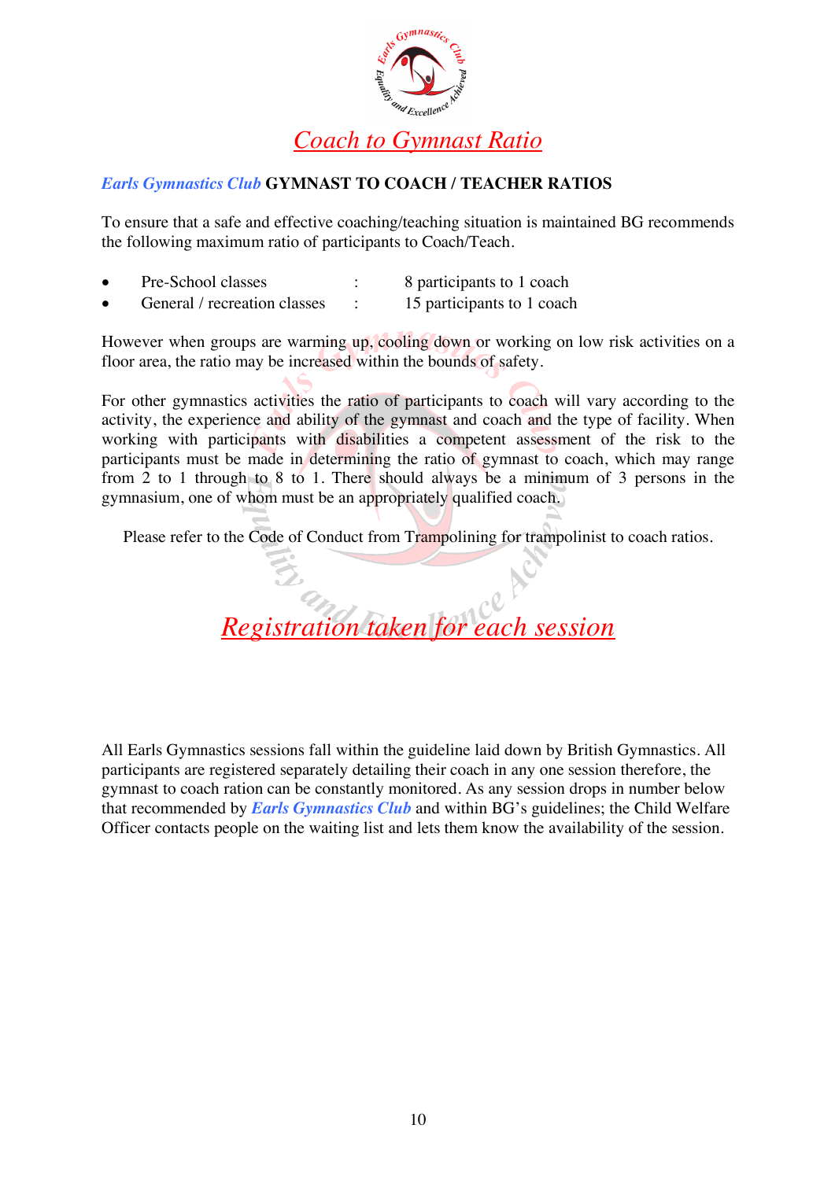# Coach to Gymnast Ratio

***Earls Gymnastics Club*** **GYMNAST TO COACH / TEACHER RATIOS**

To ensure that a safe and effective coaching/teaching situation is maintained BG recommends the following maximum ratio of participants to Coach/Teach.

- Pre-School classes : 8 participants to 1 coach
- General / recreation classes : 15 participants to 1 coach

However when groups are warming up, cooling down or working on low risk activities on a floor area, the ratio may be increased within the bounds of safety.

For other gymnastics activities the ratio of participants to coach will vary according to the activity, the experience and ability of the gymnast and coach and the type of facility. When working with participants with disabilities a competent assessment of the risk to the participants must be made in determining the ratio of gymnast to coach, which may range from 2 to 1 through to 8 to 1. There should always be a minimum of 3 persons in the gymnasium, one of whom must be an appropriately qualified coach.

Please refer to the Code of Conduct from Trampolining for trampolinist to coach ratios.

# Registration taken for each session

All Earls Gymnastics sessions fall within the guideline laid down by British Gymnastics. All participants are registered separately detailing their coach in any one session therefore, the gymnast to coach ration can be constantly monitored. As any session drops in number below that recommended by ***Earls Gymnastics Club*** and within BG's guidelines; the Child Welfare Officer contacts people on the waiting list and lets them know the availability of the session.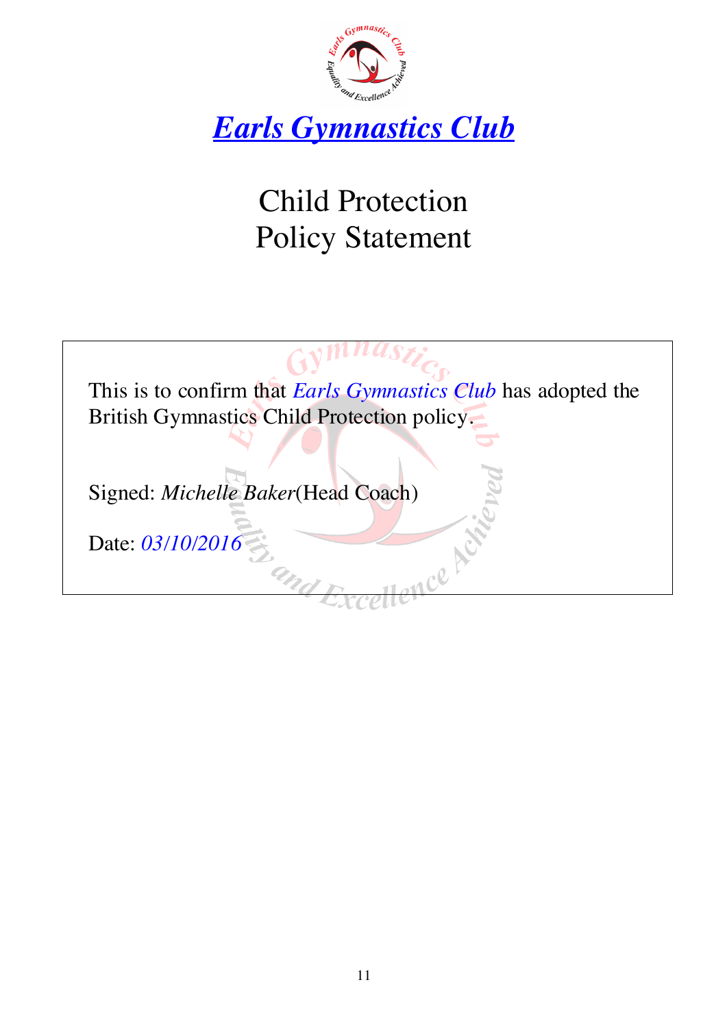# ***Earls Gymnastics Club***

## Child Protection Policy Statement

This is to confirm that *Earls Gymnastics Club* has adopted the British Gymnastics Child Protection policy.

Signed: *Michelle Baker*(Head Coach)

Date: *03/10/2016*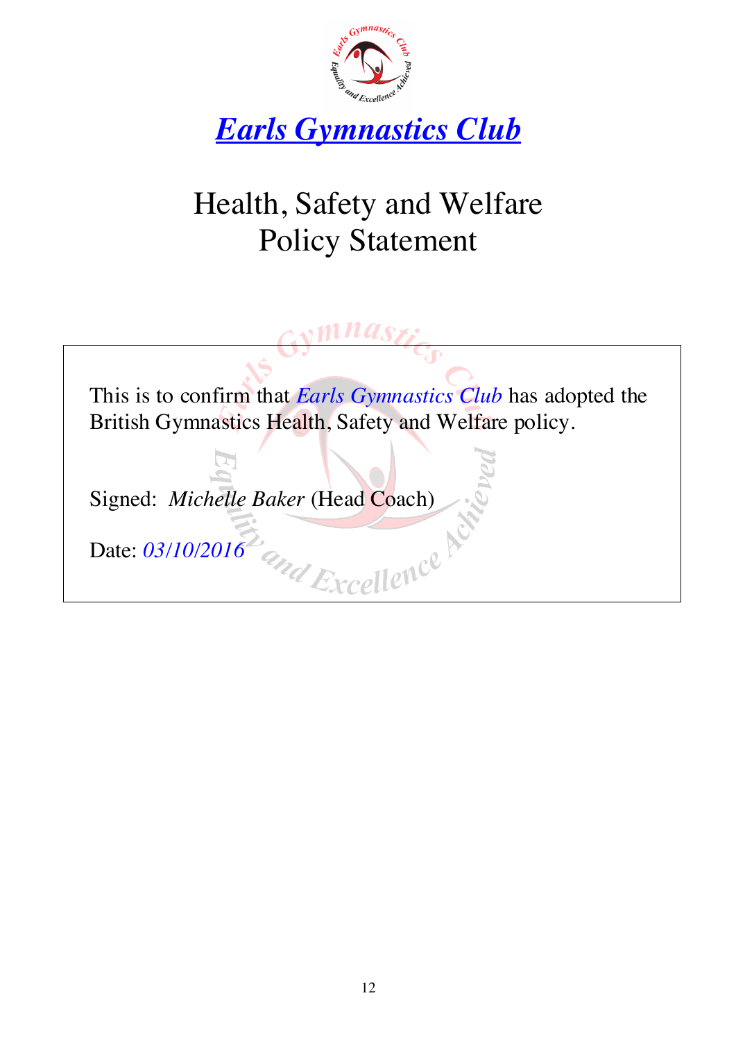# *Earls Gymnastics Club*

## Health, Safety and Welfare Policy Statement

This is to confirm that *Earls Gymnastics Club* has adopted the British Gymnastics Health, Safety and Welfare policy.

Signed: *Michelle Baker* (Head Coach)

Date: *03/10/2016*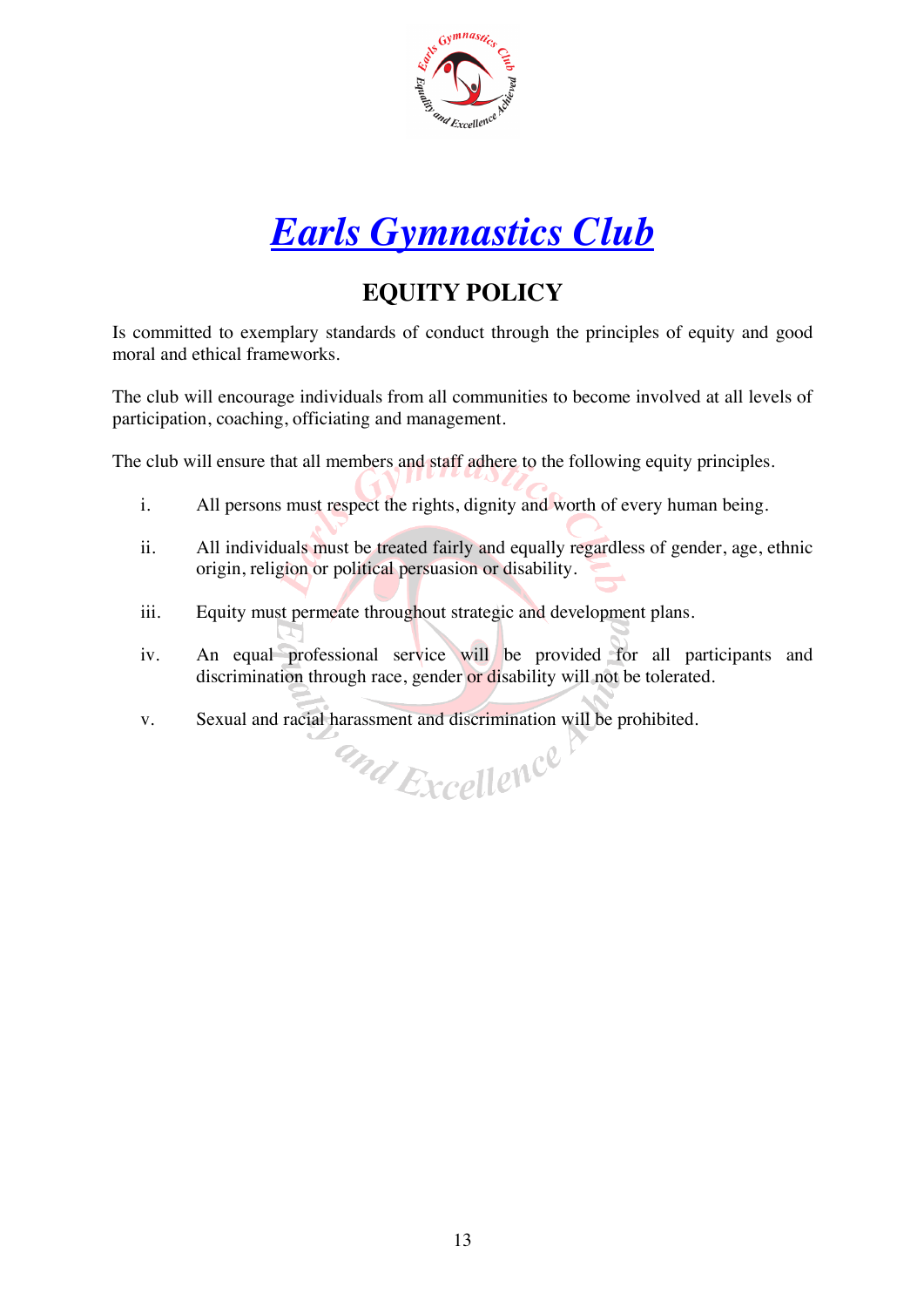# *Earls Gymnastics Club*

## EQUITY POLICY

Is committed to exemplary standards of conduct through the principles of equity and good moral and ethical frameworks.

The club will encourage individuals from all communities to become involved at all levels of participation, coaching, officiating and management.

The club will ensure that all members and staff adhere to the following equity principles.

i. All persons must respect the rights, dignity and worth of every human being.

ii. All individuals must be treated fairly and equally regardless of gender, age, ethnic origin, religion or political persuasion or disability.

iii. Equity must permeate throughout strategic and development plans.

iv. An equal professional service will be provided for all participants and discrimination through race, gender or disability will not be tolerated.

v. Sexual and racial harassment and discrimination will be prohibited.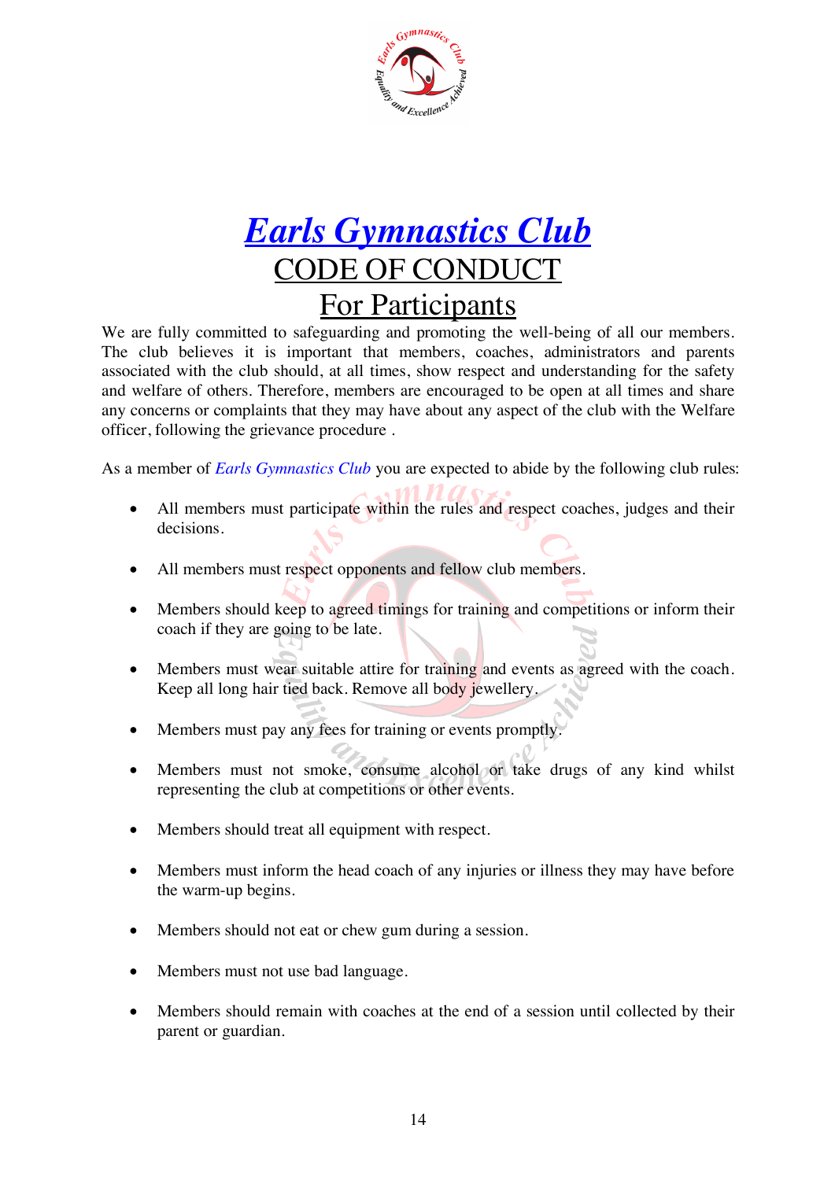# *Earls Gymnastics Club*

## CODE OF CONDUCT

## For Participants

We are fully committed to safeguarding and promoting the well-being of all our members. The club believes it is important that members, coaches, administrators and parents associated with the club should, at all times, show respect and understanding for the safety and welfare of others. Therefore, members are encouraged to be open at all times and share any concerns or complaints that they may have about any aspect of the club with the Welfare officer, following the grievance procedure .

As a member of *Earls Gymnastics Club* you are expected to abide by the following club rules:

- All members must participate within the rules and respect coaches, judges and their decisions.
- All members must respect opponents and fellow club members.
- Members should keep to agreed timings for training and competitions or inform their coach if they are going to be late.
- Members must wear suitable attire for training and events as agreed with the coach. Keep all long hair tied back. Remove all body jewellery.
- Members must pay any fees for training or events promptly.
- Members must not smoke, consume alcohol or take drugs of any kind whilst representing the club at competitions or other events.
- Members should treat all equipment with respect.
- Members must inform the head coach of any injuries or illness they may have before the warm-up begins.
- Members should not eat or chew gum during a session.
- Members must not use bad language.
- Members should remain with coaches at the end of a session until collected by their parent or guardian.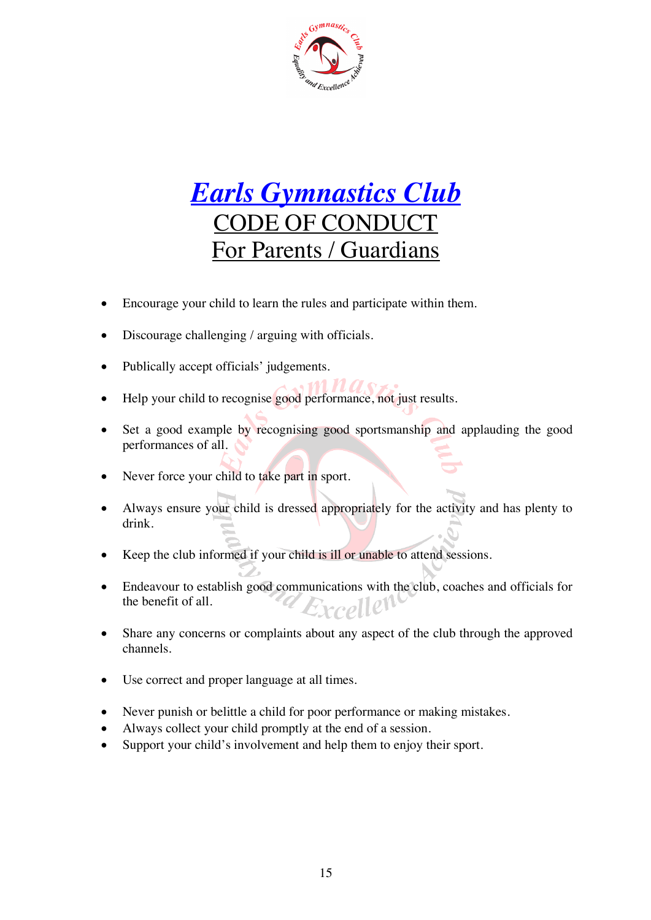# *Earls Gymnastics Club*

## CODE OF CONDUCT

## For Parents / Guardians

- Encourage your child to learn the rules and participate within them.
- Discourage challenging / arguing with officials.
- Publically accept officials' judgements.
- Help your child to recognise good performance, not just results.
- Set a good example by recognising good sportsmanship and applauding the good performances of all.
- Never force your child to take part in sport.
- Always ensure your child is dressed appropriately for the activity and has plenty to drink.
- Keep the club informed if your child is ill or unable to attend sessions.
- Endeavour to establish good communications with the club, coaches and officials for the benefit of all.
- Share any concerns or complaints about any aspect of the club through the approved channels.
- Use correct and proper language at all times.
- Never punish or belittle a child for poor performance or making mistakes.
- Always collect your child promptly at the end of a session.
- Support your child's involvement and help them to enjoy their sport.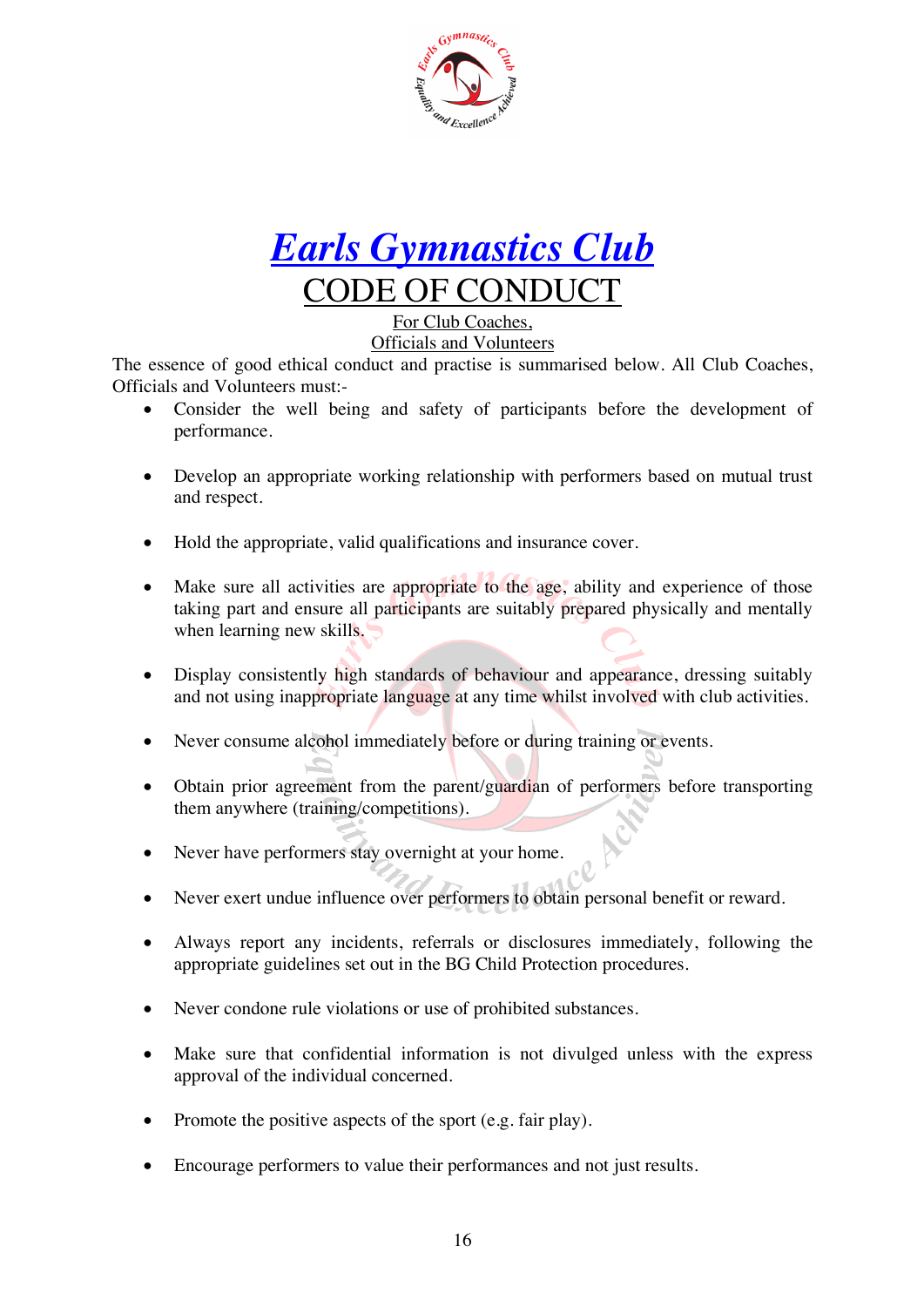# *Earls Gymnastics Club*

## CODE OF CONDUCT

For Club Coaches,
Officials and Volunteers

The essence of good ethical conduct and practise is summarised below. All Club Coaches, Officials and Volunteers must:-

- Consider the well being and safety of participants before the development of performance.
- Develop an appropriate working relationship with performers based on mutual trust and respect.
- Hold the appropriate, valid qualifications and insurance cover.
- Make sure all activities are appropriate to the age, ability and experience of those taking part and ensure all participants are suitably prepared physically and mentally when learning new skills.
- Display consistently high standards of behaviour and appearance, dressing suitably and not using inappropriate language at any time whilst involved with club activities.
- Never consume alcohol immediately before or during training or events.
- Obtain prior agreement from the parent/guardian of performers before transporting them anywhere (training/competitions).
- Never have performers stay overnight at your home.
- Never exert undue influence over performers to obtain personal benefit or reward.
- Always report any incidents, referrals or disclosures immediately, following the appropriate guidelines set out in the BG Child Protection procedures.
- Never condone rule violations or use of prohibited substances.
- Make sure that confidential information is not divulged unless with the express approval of the individual concerned.
- Promote the positive aspects of the sport (e.g. fair play).
- Encourage performers to value their performances and not just results.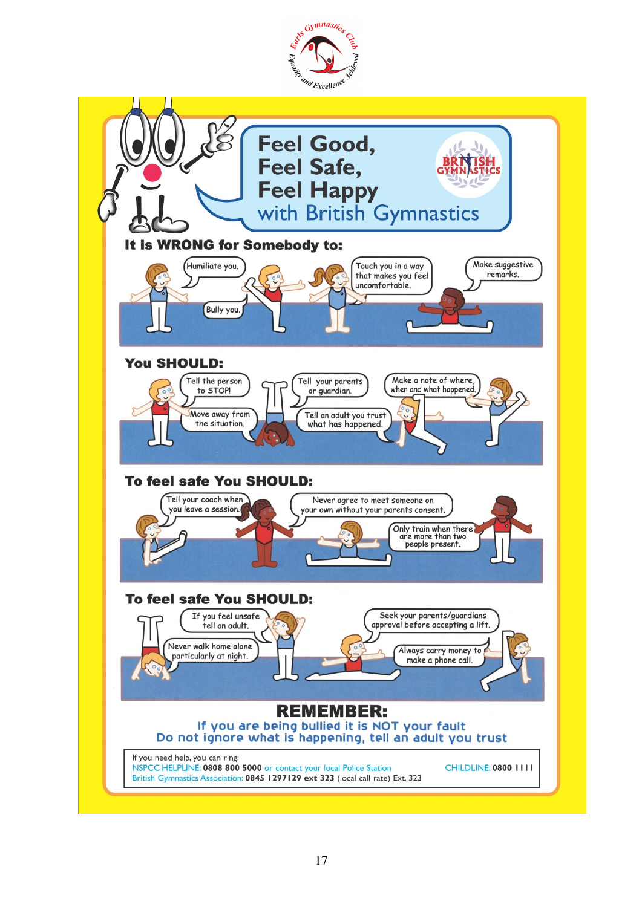# Feel Good, Feel Safe, Feel Happy with British Gymnastics

## It is WRONG for Somebody to:

- Humiliate you.
- Bully you.
- Touch you in a way that makes you feel uncomfortable.
- Make suggestive remarks.

## You SHOULD:

- Tell the person to STOP!
- Move away from the situation.
- Tell your parents or guardian.
- Tell an adult you trust what has happened.
- Make a note of where, when and what happened.

## To feel safe You SHOULD:

- Tell your coach when you leave a session.
- Never agree to meet someone on your own without your parents consent.
- Only train when there are more than two people present.

## To feel safe You SHOULD:

- If you feel unsafe tell an adult.
- Never walk home alone particularly at night.
- Seek your parents/guardians approval before accepting a lift.
- Always carry money to make a phone call.

## REMEMBER:

**If you are being bullied it is NOT your fault**

**Do not ignore what is happening, tell an adult you trust**

If you need help, you can ring:
NSPCC HELPLINE: **0808 800 5000** or contact your local Police Station
British Gymnastics Association: **0845 1297129 ext 323** (local call rate) Ext. 323
CHILDLINE: **0800 1111**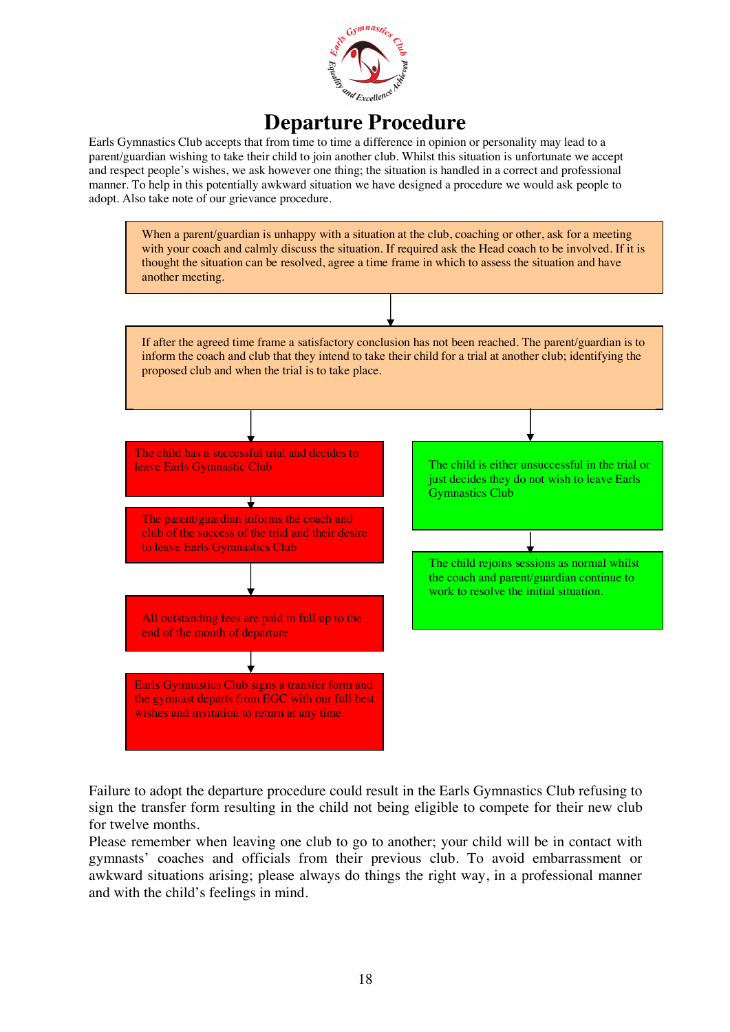# Departure Procedure

Earls Gymnastics Club accepts that from time to time a difference in opinion or personality may lead to a parent/guardian wishing to take their child to join another club. Whilst this situation is unfortunate we accept and respect people's wishes, we ask however one thing; the situation is handled in a correct and professional manner. To help in this potentially awkward situation we have designed a procedure we would ask people to adopt. Also take note of our grievance procedure.

When a parent/guardian is unhappy with a situation at the club, coaching or other, ask for a meeting with your coach and calmly discuss the situation. If required ask the Head coach to be involved. If it is thought the situation can be resolved, agree a time frame in which to assess the situation and have another meeting.

↓

If after the agreed time frame a satisfactory conclusion has not been reached. The parent/guardian is to inform the coach and club that they intend to take their child for a trial at another club; identifying the proposed club and when the trial is to take place.

**Route 1:**

The child has a successful trial and decides to leave Earls Gymnastic Club

↓

The parent/guardian informs the coach and club of the success of the trial and their desire to leave Earls Gymnastics Club

↓

All outstanding fees are paid in full up to the end of the month of departure

↓

Earls Gymnastics Club signs a transfer form and the gymnast departs from EGC with our full best wishes and invitation to return at any time.

**Route 2:**

The child is either unsuccessful in the trial or just decides they do not wish to leave Earls Gymnastics Club

↓

The child rejoins sessions as normal whilst the coach and parent/guardian continue to work to resolve the initial situation.

Failure to adopt the departure procedure could result in the Earls Gymnastics Club refusing to sign the transfer form resulting in the child not being eligible to compete for their new club for twelve months.

Please remember when leaving one club to go to another; your child will be in contact with gymnasts' coaches and officials from their previous club. To avoid embarrassment or awkward situations arising; please always do things the right way, in a professional manner and with the child's feelings in mind.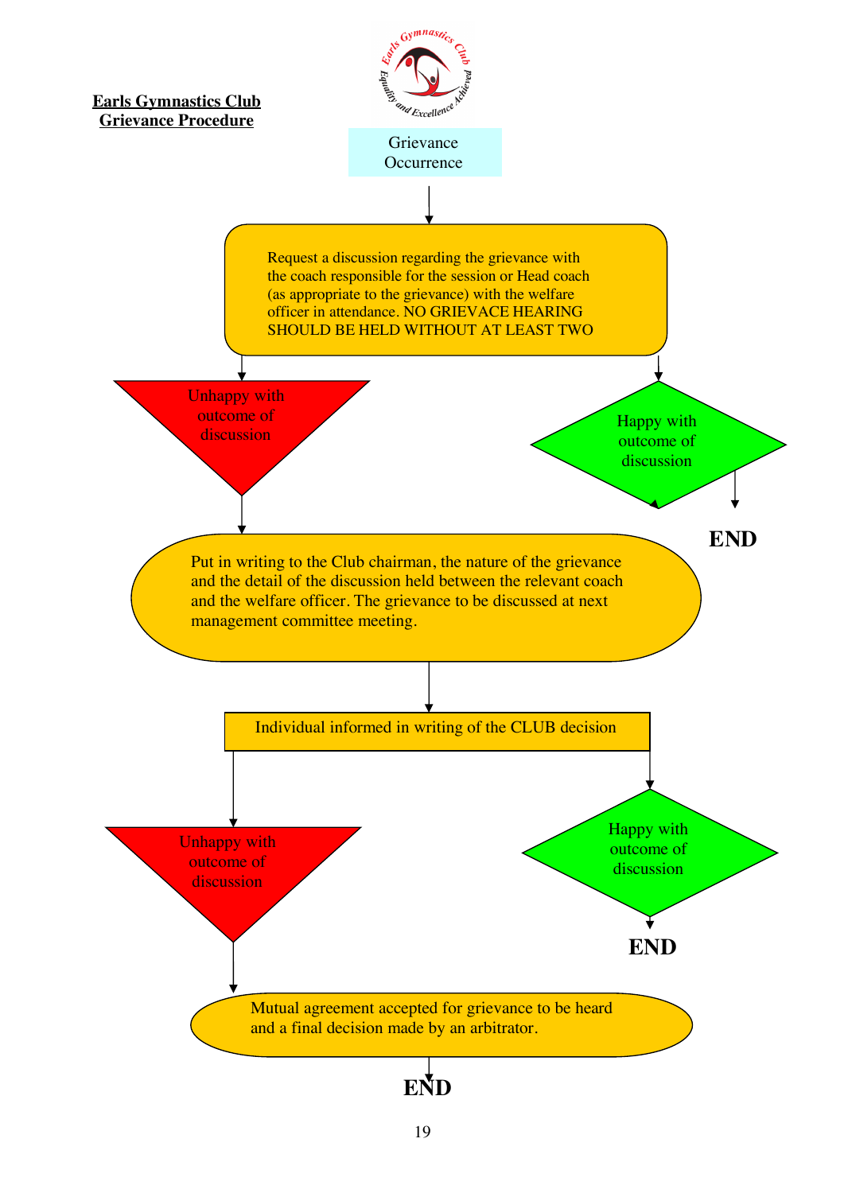**Earls Gymnastics Club**
**Grievance Procedure**

Grievance Occurrence

Request a discussion regarding the grievance with the coach responsible for the session or Head coach (as appropriate to the grievance) with the welfare officer in attendance. NO GRIEVACE HEARING SHOULD BE HELD WITHOUT AT LEAST TWO

Unhappy with outcome of discussion

Happy with outcome of discussion

**END**

Put in writing to the Club chairman, the nature of the grievance and the detail of the discussion held between the relevant coach and the welfare officer. The grievance to be discussed at next management committee meeting.

Individual informed in writing of the CLUB decision

Unhappy with outcome of discussion

Happy with outcome of discussion

**END**

Mutual agreement accepted for grievance to be heard and a final decision made by an arbitrator.

**END**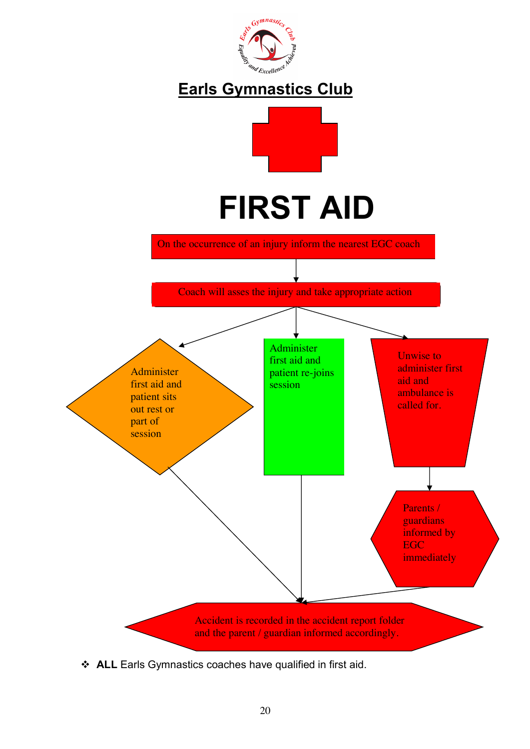# Earls Gymnastics Club

# FIRST AID

On the occurrence of an injury inform the nearest EGC coach

Coach will asses the injury and take appropriate action

Administer first aid and patient sits out rest or part of session

Administer first aid and patient re-joins session

Unwise to administer first aid and ambulance is called for.

Parents / guardians informed by EGC immediately

Accident is recorded in the accident report folder and the parent / guardian informed accordingly.

- **ALL** Earls Gymnastics coaches have qualified in first aid.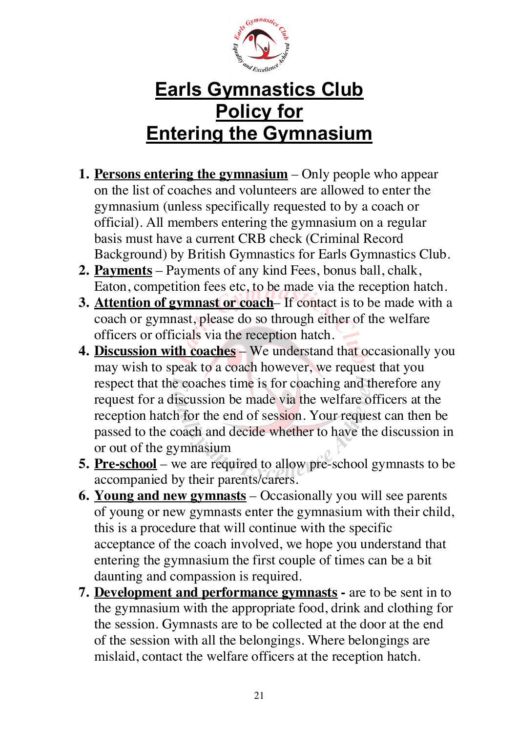# Earls Gymnastics Club Policy for Entering the Gymnasium

1. **Persons entering the gymnasium** – Only people who appear on the list of coaches and volunteers are allowed to enter the gymnasium (unless specifically requested to by a coach or official). All members entering the gymnasium on a regular basis must have a current CRB check (Criminal Record Background) by British Gymnastics for Earls Gymnastics Club.
2. **Payments** – Payments of any kind Fees, bonus ball, chalk, Eaton, competition fees etc, to be made via the reception hatch.
3. **Attention of gymnast or coach**– If contact is to be made with a coach or gymnast, please do so through either of the welfare officers or officials via the reception hatch.
4. **Discussion with coaches** – We understand that occasionally you may wish to speak to a coach however, we request that you respect that the coaches time is for coaching and therefore any request for a discussion be made via the welfare officers at the reception hatch for the end of session. Your request can then be passed to the coach and decide whether to have the discussion in or out of the gymnasium
5. **Pre-school** – we are required to allow pre-school gymnasts to be accompanied by their parents/carers.
6. **Young and new gymnasts** – Occasionally you will see parents of young or new gymnasts enter the gymnasium with their child, this is a procedure that will continue with the specific acceptance of the coach involved, we hope you understand that entering the gymnasium the first couple of times can be a bit daunting and compassion is required.
7. **Development and performance gymnasts -** are to be sent in to the gymnasium with the appropriate food, drink and clothing for the session. Gymnasts are to be collected at the door at the end of the session with all the belongings. Where belongings are mislaid, contact the welfare officers at the reception hatch.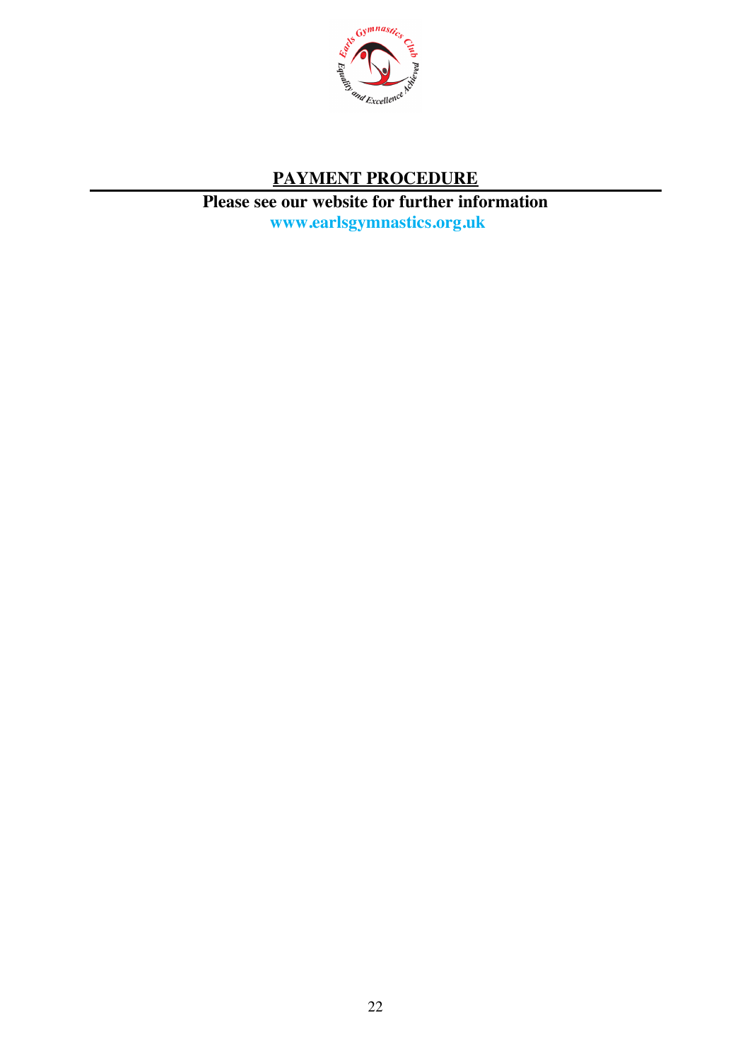# PAYMENT PROCEDURE

**Please see our website for further information**

**www.earlsgymnastics.org.uk**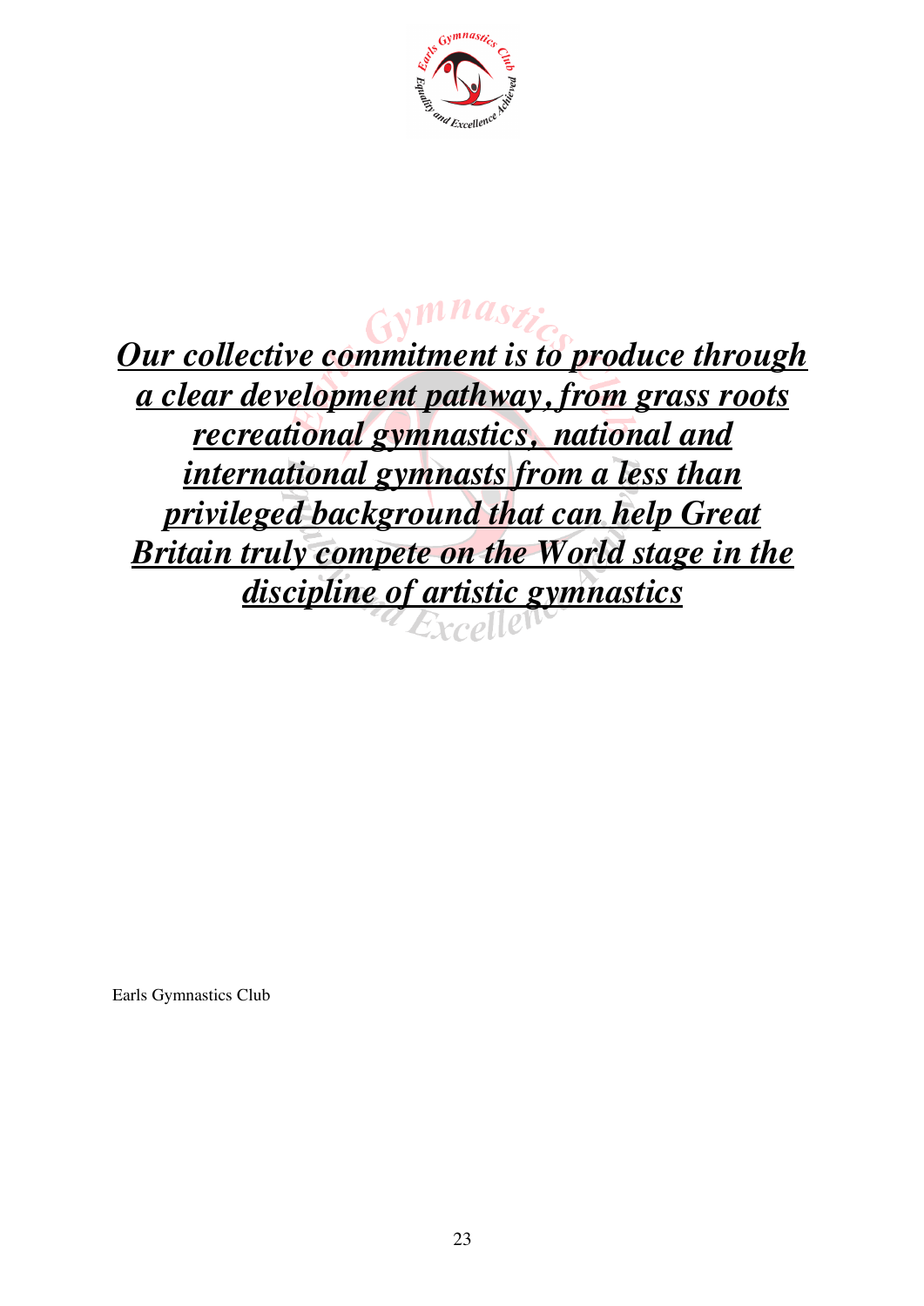***Our collective commitment is to produce through a clear development pathway, from grass roots recreational gymnastics, national and international gymnasts from a less than privileged background that can help Great Britain truly compete on the World stage in the discipline of artistic gymnastics***

Earls Gymnastics Club